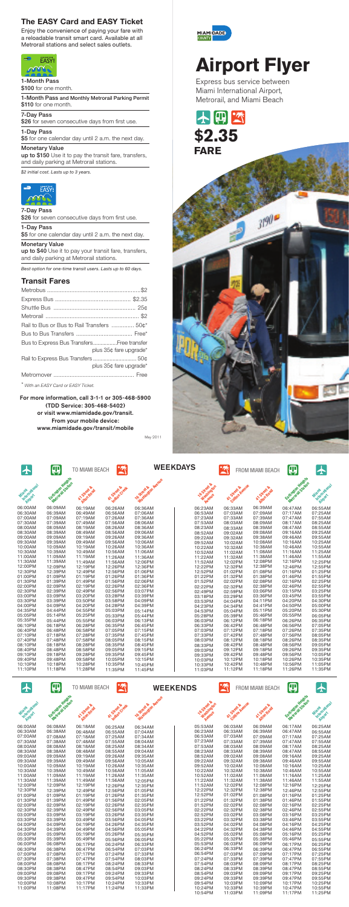## The EASY Card and EASY Ticket

Enjoy the convenience of paying your fare with a reloadable transit smart card. Available at all Metrorail stations and select sales outlets.

**1-Month Pass**
$100 for one month.

**1-Month Pass** and **Monthly Metrorail Parking Permit**
$110 for one month.

**7-Day Pass**
$26 for seven consecutive days from first use.

**1-Day Pass**
$5 for one calendar day until 2 a.m. the next day.

**Monetary Value**
**up to $150** Use it to pay the transit fare, transfers, and daily parking at Metrorail stations.

*$2 initial cost. Lasts up to 3 years.*

**7-Day Pass**
$26 for seven consecutive days from first use.

**1-Day Pass**
$5 for one calendar day until 2 a.m. the next day.

**Monetary Value**
**up to $40** Use it to pay your transit fare, transfers, and daily parking at Metrorail stations.

*Best option for one-time transit users. Lasts up to 60 days.*

## Transit Fares

| | |
|---|---|
| Metrobus | $2 |
| Express Bus | $2.35 |
| Shuttle Bus | 25¢ |
| Metrorail | $2 |
| Rail to Bus or Bus to Rail Transfers | 50¢* |
| Bus to Bus Transfers | Free* |
| Bus to Express Bus Transfers | Free transfer plus 35¢ fare upgrade* |
| Rail to Express Bus Transfers | 50¢ plus 35¢ fare upgrade* |
| Metromover | Free |

\* *With an EASY Card or EASY Ticket.*

**For more information, call 3-1-1 or 305-468-5900 (TDD Service: 305-468-5402) or visit www.miamidade.gov/transit. From your mobile device: www.miamidade.gov/transit/mobile**

May 2011

MIAMI-DADE COUNTY

# Airport Flyer

Express bus service between Miami International Airport, Metrorail, and Miami Beach

**$2.35 FARE**

## WEEKDAYS

| TO MIAMI BEACH: Miami International Airport | Earlington Heights Metrorail Station | 41 Street & Alton Road | 41 Street & Indian Creek | 16 Street & Washington Avenue | FROM MIAMI BEACH: 16 Street & Washington Avenue | 41 Street & Collins Avenue | 41 Street & Alton Road | Earlington Heights Metrorail Station | Miami International Airport |
|---|---|---|---|---|---|---|---|---|---|
| 06:00AM | 06:09AM | 06:19AM | 06:26AM | 06:36AM | 06:23AM | 06:33AM | 06:39AM | 06:47AM | 06:55AM |
| 06:30AM | 06:39AM | 06:49AM | 06:56AM | 07:06AM | 06:53AM | 07:03AM | 07:09AM | 07:17AM | 07:25AM |
| 07:00AM | 07:09AM | 07:19AM | 07:26AM | 07:36AM | 07:23AM | 07:33AM | 07:39AM | 07:47AM | 07:55AM |
| 07:30AM | 07:39AM | 07:49AM | 07:56AM | 08:06AM | 07:53AM | 08:03AM | 08:09AM | 08:17AM | 08:25AM |
| 08:00AM | 08:09AM | 08:19AM | 08:26AM | 08:36AM | 08:23AM | 08:33AM | 08:39AM | 08:47AM | 08:55AM |
| 08:30AM | 08:39AM | 08:49AM | 08:56AM | 09:06AM | 08:52AM | 09:02AM | 09:08AM | 09:16AM | 09:25AM |
| 09:00AM | 09:09AM | 09:19AM | 09:26AM | 09:36AM | 09:22AM | 09:32AM | 09:38AM | 09:46AM | 09:55AM |
| 09:30AM | 09:39AM | 09:49AM | 09:56AM | 10:06AM | 09:52AM | 10:02AM | 10:08AM | 10:16AM | 10:25AM |
| 10:00AM | 10:09AM | 10:19AM | 10:26AM | 10:36AM | 10:22AM | 10:32AM | 10:38AM | 10:46AM | 10:55AM |
| 10:30AM | 10:39AM | 10:49AM | 10:56AM | 11:06AM | 10:52AM | 11:02AM | 11:08AM | 11:16AM | 11:25AM |
| 11:00AM | 11:09AM | 11:19AM | 11:26AM | 11:36AM | 11:22AM | 11:32AM | 11:38AM | 11:46AM | 11:55AM |
| 11:30AM | 11:39AM | 11:49AM | 11:56AM | 12:06PM | 11:52AM | 12:02PM | 12:08PM | 12:16PM | 12:25PM |
| 12:00PM | 12:09PM | 12:19PM | 12:26PM | 12:36PM | 12:22PM | 12:32PM | 12:38PM | 12:46PM | 12:55PM |
| 12:30PM | 12:39PM | 12:49PM | 12:56PM | 01:06PM | 12:52PM | 01:02PM | 01:08PM | 01:16PM | 01:25PM |
| 01:00PM | 01:09PM | 01:19PM | 01:26PM | 01:36PM | 01:22PM | 01:32PM | 01:38PM | 01:46PM | 01:55PM |
| 01:30PM | 01:39PM | 01:49PM | 01:56PM | 02:06PM | 01:52PM | 02:02PM | 02:08PM | 02:16PM | 02:25PM |
| 02:00PM | 02:09PM | 02:19PM | 02:26PM | 02:36PM | 02:22PM | 02:32PM | 02:38PM | 02:46PM | 02:55PM |
| 02:30PM | 02:39PM | 02:49PM | 02:56PM | 03:07PM | 02:48PM | 02:59PM | 03:06PM | 03:15PM | 03:25PM |
| 03:00PM | 03:09PM | 03:20PM | 03:28PM | 03:39PM | 03:18PM | 03:29PM | 03:36PM | 03:45PM | 03:55PM |
| 03:30PM | 03:39PM | 03:50PM | 03:58PM | 04:09PM | 03:53PM | 04:04PM | 04:11PM | 04:20PM | 04:30PM |
| 04:00PM | 04:09PM | 04:20PM | 04:28PM | 04:39PM | 04:23PM | 04:34PM | 04:41PM | 04:50PM | 05:00PM |
| 04:35PM | 04:44PM | 04:55PM | 05:03PM | 05:14PM | 04:53PM | 05:04PM | 05:11PM | 05:20PM | 05:30PM |
| 05:05PM | 05:14PM | 05:25PM | 05:33PM | 05:44PM | 05:28PM | 05:39PM | 05:46PM | 05:55PM | 06:05PM |
| 05:35PM | 05:44PM | 05:55PM | 06:03PM | 06:13PM | 06:03PM | 06:12PM | 06:18PM | 06:26PM | 06:35PM |
| 06:10PM | 06:18PM | 06:28PM | 06:35PM | 06:45PM | 06:33PM | 06:42PM | 06:48PM | 06:56PM | 07:05PM |
| 06:40PM | 06:48PM | 06:58PM | 07:05PM | 07:15PM | 07:03PM | 07:12PM | 07:18PM | 07:26PM | 07:35PM |
| 07:10PM | 07:18PM | 07:28PM | 07:35PM | 07:45PM | 07:33PM | 07:42PM | 07:48PM | 07:56PM | 08:05PM |
| 07:40PM | 07:48PM | 07:58PM | 08:05PM | 08:15PM | 08:03PM | 08:12PM | 08:18PM | 08:26PM | 08:35PM |
| 08:10PM | 08:18PM | 08:28PM | 08:35PM | 08:45PM | 08:33PM | 08:42PM | 08:48PM | 08:56PM | 09:05PM |
| 08:40PM | 08:48PM | 08:58PM | 09:05PM | 09:15PM | 09:03PM | 09:12PM | 09:18PM | 09:26PM | 09:35PM |
| 09:10PM | 09:18PM | 09:28PM | 09:35PM | 09:45PM | 09:33PM | 09:42PM | 09:48PM | 09:56PM | 10:05PM |
| 09:40PM | 09:48PM | 09:58PM | 10:05PM | 10:15PM | 10:03PM | 10:12PM | 10:18PM | 10:26PM | 10:35PM |
| 10:10PM | 10:18PM | 10:28PM | 10:35PM | 10:45PM | 10:33PM | 10:42PM | 10:48PM | 10:56PM | 11:05PM |
| 11:10PM | 11:18PM | 11:28PM | 11:35PM | 11:45PM | 11:03PM | 11:12PM | 11:18PM | 11:26PM | 11:35PM |

## WEEKENDS

| TO MIAMI BEACH: Miami International Airport | Earlington Heights Metrorail Station | 41 Street & Alton Road | 41 Street & Indian Creek | 16 Street & Washington Avenue | FROM MIAMI BEACH: 16 Street & Washington Avenue | 41 Street & Collins Avenue | 41 Street & Alton Road | Earlington Heights Metrorail Station | Miami International Airport |
|---|---|---|---|---|---|---|---|---|---|
| 06:00AM | 06:08AM | 06:18AM | 06:25AM | 06:34AM | 05:53AM | 06:03AM | 06:09AM | 06:17AM | 06:25AM |
| 06:30AM | 06:38AM | 06:48AM | 06:55AM | 07:04AM | 06:23AM | 06:33AM | 06:39AM | 06:47AM | 06:55AM |
| 07:00AM | 07:08AM | 07:18AM | 07:25AM | 07:34AM | 06:53AM | 07:03AM | 07:09AM | 07:17AM | 07:25AM |
| 07:30AM | 07:38AM | 07:48AM | 07:55AM | 08:04AM | 07:23AM | 07:33AM | 07:39AM | 07:47AM | 07:55AM |
| 08:00AM | 08:08AM | 08:18AM | 08:25AM | 08:34AM | 07:53AM | 08:03AM | 08:09AM | 08:17AM | 08:25AM |
| 08:30AM | 08:38AM | 08:48AM | 08:55AM | 09:04AM | 08:23AM | 08:33AM | 08:39AM | 08:47AM | 08:55AM |
| 09:00AM | 09:09AM | 09:19AM | 09:26AM | 09:35AM | 08:52AM | 09:02AM | 09:08AM | 09:16AM | 09:25AM |
| 09:30AM | 09:39AM | 09:49AM | 09:56AM | 10:05AM | 09:22AM | 09:32AM | 09:38AM | 09:46AM | 09:55AM |
| 10:00AM | 10:09AM | 10:19AM | 10:26AM | 10:35AM | 09:52AM | 10:02AM | 10:08AM | 10:16AM | 10:25AM |
| 10:30AM | 10:39AM | 10:49AM | 10:56AM | 11:05AM | 10:22AM | 10:32AM | 10:38AM | 10:46AM | 10:55AM |
| 11:00AM | 11:09AM | 11:19AM | 11:26AM | 11:35AM | 10:52AM | 11:02AM | 11:08AM | 11:16AM | 11:25AM |
| 11:30AM | 11:39AM | 11:49AM | 11:56AM | 12:05PM | 11:22AM | 11:32AM | 11:38AM | 11:46AM | 11:55AM |
| 12:00PM | 12:09PM | 12:19PM | 12:26PM | 12:35PM | 11:52AM | 12:02PM | 12:08PM | 12:16PM | 12:25PM |
| 12:30PM | 12:39PM | 12:49PM | 12:56PM | 01:05PM | 12:22PM | 12:32PM | 12:38PM | 12:46PM | 12:55PM |
| 01:00PM | 01:09PM | 01:19PM | 01:26PM | 01:35PM | 12:52PM | 01:02PM | 01:08PM | 01:16PM | 01:25PM |
| 01:30PM | 01:39PM | 01:49PM | 01:56PM | 02:05PM | 01:22PM | 01:32PM | 01:38PM | 01:46PM | 01:55PM |
| 02:00PM | 02:09PM | 02:19PM | 02:26PM | 02:35PM | 01:52PM | 02:02PM | 02:08PM | 02:16PM | 02:25PM |
| 02:30PM | 02:39PM | 02:49PM | 02:56PM | 03:05PM | 02:22PM | 02:32PM | 02:38PM | 02:46PM | 02:55PM |
| 03:00PM | 03:09PM | 03:19PM | 03:26PM | 03:35PM | 02:52PM | 03:02PM | 03:08PM | 03:16PM | 03:25PM |
| 03:30PM | 03:39PM | 03:49PM | 03:56PM | 04:05PM | 03:22PM | 03:32PM | 03:38PM | 03:46PM | 03:55PM |
| 04:00PM | 04:09PM | 04:19PM | 04:26PM | 04:35PM | 03:52PM | 04:02PM | 04:08PM | 04:16PM | 04:25PM |
| 04:30PM | 04:39PM | 04:49PM | 04:56PM | 05:05PM | 04:22PM | 04:32PM | 04:38PM | 04:46PM | 04:55PM |
| 05:00PM | 05:09PM | 05:19PM | 05:26PM | 05:35PM | 04:52PM | 05:02PM | 05:08PM | 05:16PM | 05:25PM |
| 05:30PM | 05:39PM | 05:49PM | 05:56PM | 06:05PM | 05:22PM | 05:32PM | 05:38PM | 05:46PM | 05:55PM |
| 06:00PM | 06:08PM | 06:17PM | 06:24PM | 06:33PM | 05:53PM | 06:03PM | 06:09PM | 06:17PM | 06:25PM |
| 06:30PM | 06:38PM | 06:47PM | 06:54PM | 07:03PM | 06:24PM | 06:33PM | 06:39PM | 06:47PM | 06:55PM |
| 07:00PM | 07:08PM | 07:17PM | 07:24PM | 07:33PM | 06:54PM | 07:03PM | 07:09PM | 07:17PM | 07:25PM |
| 07:30PM | 07:38PM | 07:47PM | 07:54PM | 08:03PM | 07:24PM | 07:33PM | 07:39PM | 07:47PM | 07:55PM |
| 08:00PM | 08:08PM | 08:17PM | 08:24PM | 08:33PM | 07:54PM | 08:03PM | 08:09PM | 08:17PM | 08:25PM |
| 08:30PM | 08:38PM | 08:47PM | 08:54PM | 09:03PM | 08:24PM | 08:33PM | 08:39PM | 08:47PM | 08:55PM |
| 09:00PM | 09:08PM | 09:17PM | 09:24PM | 09:33PM | 08:54PM | 09:03PM | 09:09PM | 09:17PM | 09:25PM |
| 09:30PM | 09:38PM | 09:47PM | 09:54PM | 10:03PM | 09:24PM | 09:33PM | 09:39PM | 09:47PM | 09:55PM |
| 10:00PM | 10:08PM | 10:17PM | 10:24PM | 10:33PM | 09:54PM | 10:03PM | 10:09PM | 10:17PM | 10:25PM |
| 11:00PM | 11:08PM | 11:17PM | 11:24PM | 11:33PM | 10:24PM | 10:33PM | 10:39PM | 10:47PM | 10:55PM |
| | | | | | 10:54PM | 11:03PM | 11:09PM | 11:17PM | 11:25PM |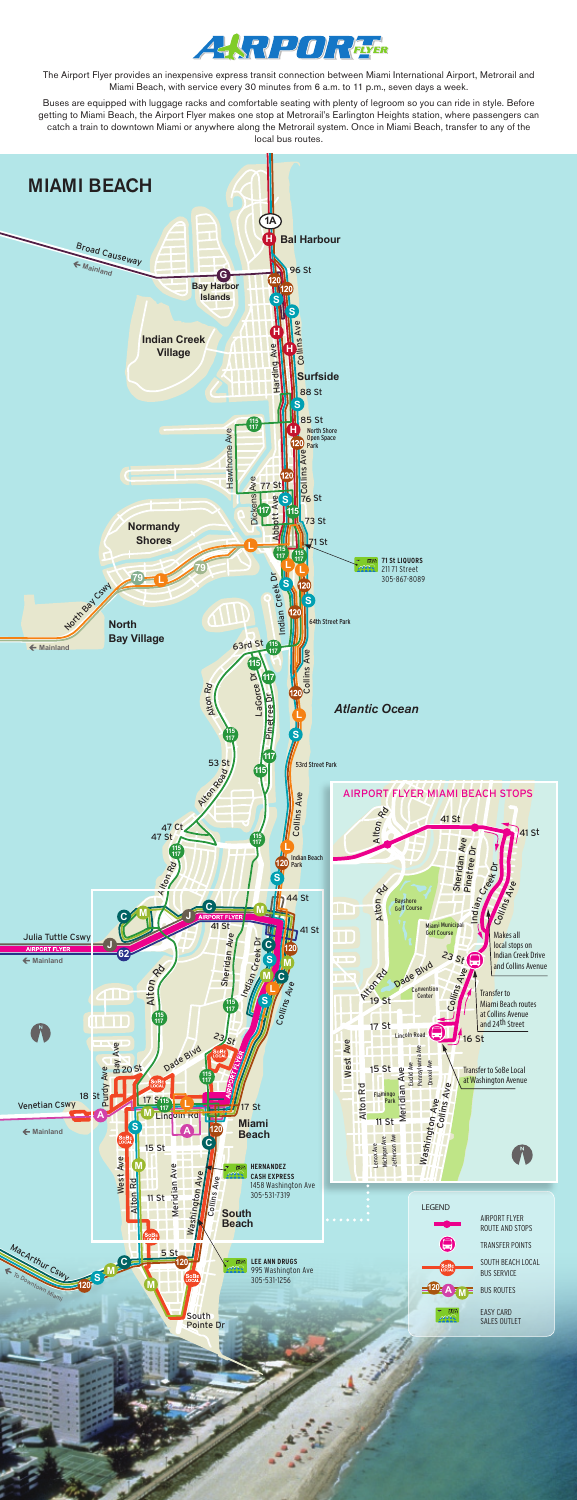# AIRPORT FLYER

The Airport Flyer provides an inexpensive express transit connection between Miami International Airport, Metrorail and Miami Beach, with service every 30 minutes from 6 a.m. to 11 p.m., seven days a week.

Buses are equipped with luggage racks and comfortable seating with plenty of legroom so you can ride in style. Before getting to Miami Beach, the Airport Flyer makes one stop at Metrorail's Earlington Heights station, where passengers can catch a train to downtown Miami or anywhere along the Metrorail system. Once in Miami Beach, transfer to any of the local bus routes.

## MIAMI BEACH

71 ST LIQUORS
211 71 Street
305-867-8089

HERNANDEZ CASH EXPRESS
1458 Washington Ave
305-531-7319

LEE ANN DRUGS
995 Washington Ave
305-531-1256

## AIRPORT FLYER MIAMI BEACH STOPS

Makes all local stops on Indian Creek Drive and Collins Avenue

Transfer to Miami Beach routes at Collins Avenue and 24th Street

Transfer to SoBe Local at Washington Avenue

LEGEND

- AIRPORT FLYER ROUTE AND STOPS
- TRANSFER POINTS
- SOUTH BEACH LOCAL BUS SERVICE
- BUS ROUTES
- EASY CARD SALES OUTLET